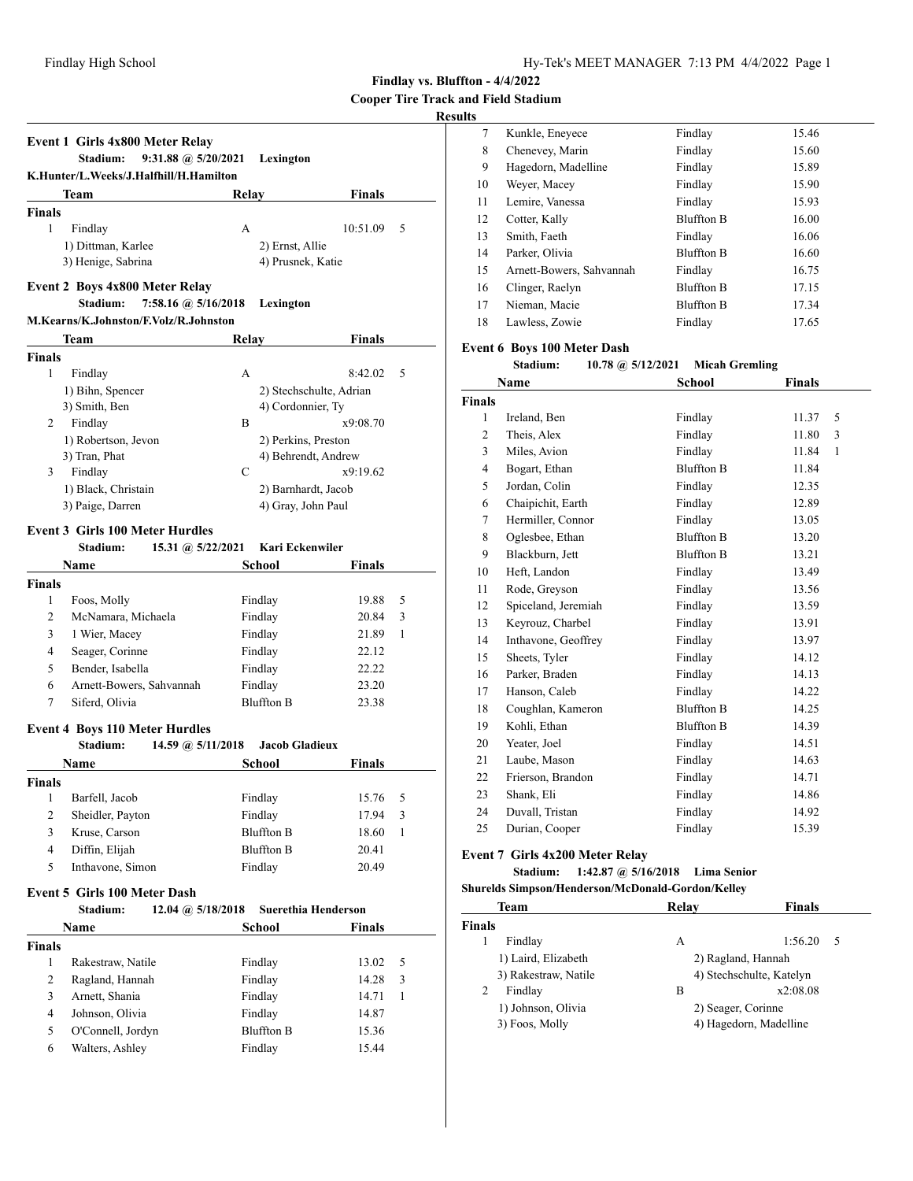**Findlay vs. Bluffton - 4/4/2022**

**Cooper Tire Track and Field Stadium**

**Results**

### Event 1 Girls 4x800 Meter Relay

**Stadium:** 9:31.88 @ 5/20/2021 Lexington

K.Hunter/L.Weeks/J.Halfhill/H.Hamilton

| | Team | Relay | Finals | |
|---|---|---|---|---|
| **Finals** | | | | |
| 1 | Findlay | A | 10:51.09 | 5 |
| | 1) Dittman, Karlee | 2) Ernst, Allie | | |
| | 3) Henige, Sabrina | 4) Prusnek, Katie | | |

### Event 2 Boys 4x800 Meter Relay

**Stadium:** 7:58.16 @ 5/16/2018 Lexington

M.Kearns/K.Johnston/F.Volz/R.Johnston

| | Team | Relay | Finals | |
|---|---|---|---|---|
| **Finals** | | | | |
| 1 | Findlay | A | 8:42.02 | 5 |
| | 1) Bihn, Spencer | 2) Stechschulte, Adrian | | |
| | 3) Smith, Ben | 4) Cordonnier, Ty | | |
| 2 | Findlay | B | x9:08.70 | |
| | 1) Robertson, Jevon | 2) Perkins, Preston | | |
| | 3) Tran, Phat | 4) Behrendt, Andrew | | |
| 3 | Findlay | C | x9:19.62 | |
| | 1) Black, Christain | 2) Barnhardt, Jacob | | |
| | 3) Paige, Darren | 4) Gray, John Paul | | |

### Event 3 Girls 100 Meter Hurdles

**Stadium:** 15.31 @ 5/22/2021 Kari Eckenwiler

| | Name | School | Finals | |
|---|---|---|---|---|
| **Finals** | | | | |
| 1 | Foos, Molly | Findlay | 19.88 | 5 |
| 2 | McNamara, Michaela | Findlay | 20.84 | 3 |
| 3 | 1 Wier, Macey | Findlay | 21.89 | 1 |
| 4 | Seager, Corinne | Findlay | 22.12 | |
| 5 | Bender, Isabella | Findlay | 22.22 | |
| 6 | Arnett-Bowers, Sahvannah | Findlay | 23.20 | |
| 7 | Siferd, Olivia | Bluffton B | 23.38 | |

### Event 4 Boys 110 Meter Hurdles

**Stadium:** 14.59 @ 5/11/2018 Jacob Gladieux

| | Name | School | Finals | |
|---|---|---|---|---|
| **Finals** | | | | |
| 1 | Barfell, Jacob | Findlay | 15.76 | 5 |
| 2 | Sheidler, Payton | Findlay | 17.94 | 3 |
| 3 | Kruse, Carson | Bluffton B | 18.60 | 1 |
| 4 | Diffin, Elijah | Bluffton B | 20.41 | |
| 5 | Inthavone, Simon | Findlay | 20.49 | |

### Event 5 Girls 100 Meter Dash

**Stadium:** 12.04 @ 5/18/2018 Suerethia Henderson

| | Name | School | Finals | |
|---|---|---|---|---|
| **Finals** | | | | |
| 1 | Rakestraw, Natile | Findlay | 13.02 | 5 |
| 2 | Ragland, Hannah | Findlay | 14.28 | 3 |
| 3 | Arnett, Shania | Findlay | 14.71 | 1 |
| 4 | Johnson, Olivia | Findlay | 14.87 | |
| 5 | O'Connell, Jordyn | Bluffton B | 15.36 | |
| 6 | Walters, Ashley | Findlay | 15.44 | |
| 7 | Kunkle, Eneyece | Findlay | 15.46 | |
| 8 | Chenevey, Marin | Findlay | 15.60 | |
| 9 | Hagedorn, Madelline | Findlay | 15.89 | |
| 10 | Weyer, Macey | Findlay | 15.90 | |
| 11 | Lemire, Vanessa | Findlay | 15.93 | |
| 12 | Cotter, Kally | Bluffton B | 16.00 | |
| 13 | Smith, Faeth | Findlay | 16.06 | |
| 14 | Parker, Olivia | Bluffton B | 16.60 | |
| 15 | Arnett-Bowers, Sahvannah | Findlay | 16.75 | |
| 16 | Clinger, Raelyn | Bluffton B | 17.15 | |
| 17 | Nieman, Macie | Bluffton B | 17.34 | |
| 18 | Lawless, Zowie | Findlay | 17.65 | |

### Event 6 Boys 100 Meter Dash

**Stadium:** 10.78 @ 5/12/2021 Micah Gremling

| | Name | School | Finals | |
|---|---|---|---|---|
| **Finals** | | | | |
| 1 | Ireland, Ben | Findlay | 11.37 | 5 |
| 2 | Theis, Alex | Findlay | 11.80 | 3 |
| 3 | Miles, Avion | Findlay | 11.84 | 1 |
| 4 | Bogart, Ethan | Bluffton B | 11.84 | |
| 5 | Jordan, Colin | Findlay | 12.35 | |
| 6 | Chaipichit, Earth | Findlay | 12.89 | |
| 7 | Hermiller, Connor | Findlay | 13.05 | |
| 8 | Oglesbee, Ethan | Bluffton B | 13.20 | |
| 9 | Blackburn, Jett | Bluffton B | 13.21 | |
| 10 | Heft, Landon | Findlay | 13.49 | |
| 11 | Rode, Greyson | Findlay | 13.56 | |
| 12 | Spiceland, Jeremiah | Findlay | 13.59 | |
| 13 | Keyrouz, Charbel | Findlay | 13.91 | |
| 14 | Inthavone, Geoffrey | Findlay | 13.97 | |
| 15 | Sheets, Tyler | Findlay | 14.12 | |
| 16 | Parker, Braden | Findlay | 14.13 | |
| 17 | Hanson, Caleb | Findlay | 14.22 | |
| 18 | Coughlan, Kameron | Bluffton B | 14.25 | |
| 19 | Kohli, Ethan | Bluffton B | 14.39 | |
| 20 | Yeater, Joel | Findlay | 14.51 | |
| 21 | Laube, Mason | Findlay | 14.63 | |
| 22 | Frierson, Brandon | Findlay | 14.71 | |
| 23 | Shank, Eli | Findlay | 14.86 | |
| 24 | Duvall, Tristan | Findlay | 14.92 | |
| 25 | Durian, Cooper | Findlay | 15.39 | |

### Event 7 Girls 4x200 Meter Relay

**Stadium:** 1:42.87 @ 5/16/2018 Lima Senior

Shurelds Simpson/Henderson/McDonald-Gordon/Kelley

| | Team | Relay | Finals | |
|---|---|---|---|---|
| **Finals** | | | | |
| 1 | Findlay | A | 1:56.20 | 5 |
| | 1) Laird, Elizabeth | 2) Ragland, Hannah | | |
| | 3) Rakestraw, Natile | 4) Stechschulte, Katelyn | | |
| 2 | Findlay | B | x2:08.08 | |
| | 1) Johnson, Olivia | 2) Seager, Corinne | | |
| | 3) Foos, Molly | 4) Hagedorn, Madelline | | |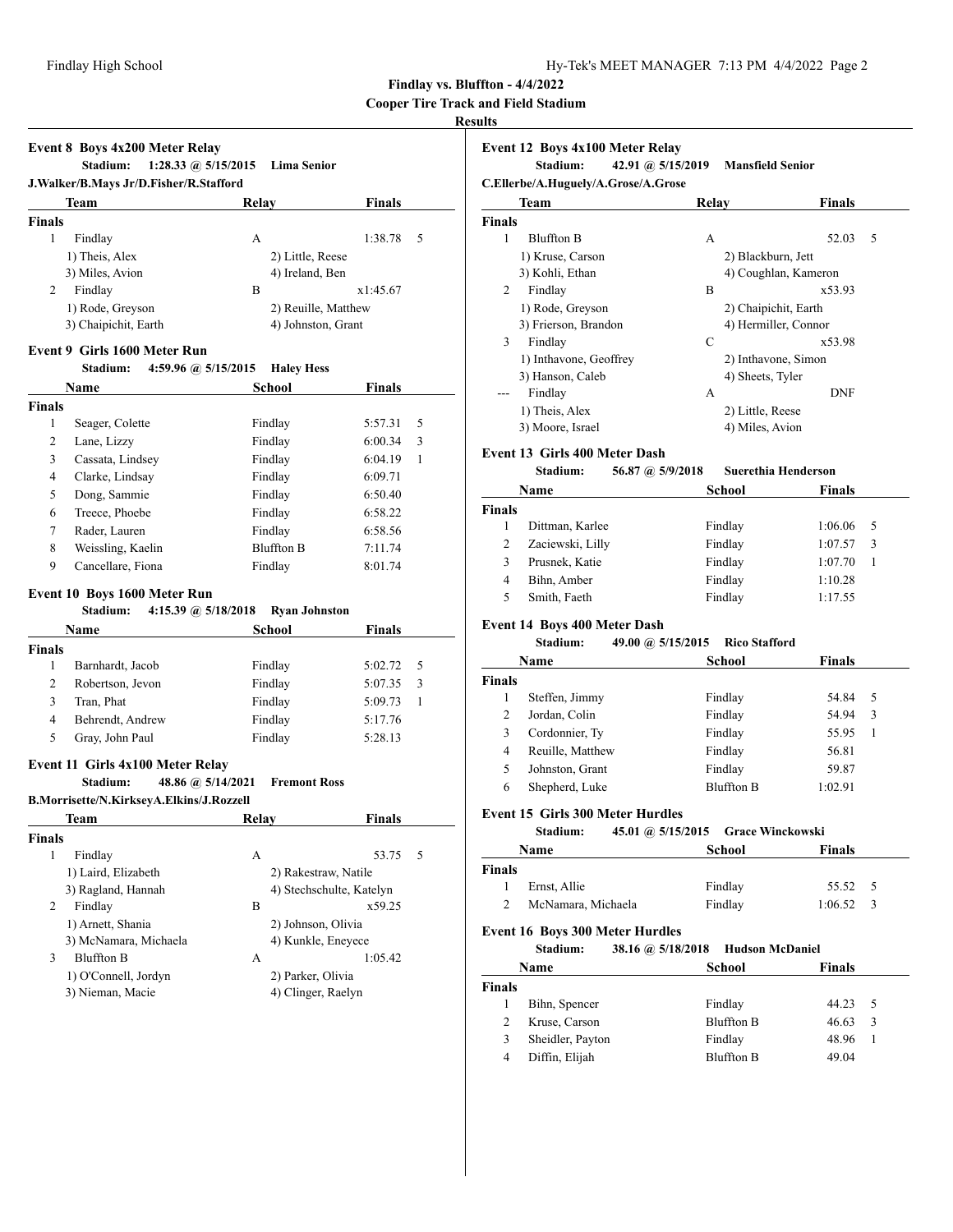**Findlay vs. Bluffton - 4/4/2022**
**Cooper Tire Track and Field Stadium**
**Results**

### Event 8 Boys 4x200 Meter Relay

Stadium: 1:28.33 @ 5/15/2015 Lima Senior
J.Walker/B.Mays Jr/D.Fisher/R.Stafford

| | Team | Relay | Finals | |
|---|---|---|---|---|
| **Finals** | | | | |
| 1 | Findlay | A | 1:38.78 | 5 |
| | 1) Theis, Alex | 2) Little, Reese | | |
| | 3) Miles, Avion | 4) Ireland, Ben | | |
| 2 | Findlay | B | x1:45.67 | |
| | 1) Rode, Greyson | 2) Reuille, Matthew | | |
| | 3) Chaipichit, Earth | 4) Johnston, Grant | | |

### Event 9 Girls 1600 Meter Run

Stadium: 4:59.96 @ 5/15/2015 Haley Hess

| | Name | School | Finals | |
|---|---|---|---|---|
| **Finals** | | | | |
| 1 | Seager, Colette | Findlay | 5:57.31 | 5 |
| 2 | Lane, Lizzy | Findlay | 6:00.34 | 3 |
| 3 | Cassata, Lindsey | Findlay | 6:04.19 | 1 |
| 4 | Clarke, Lindsay | Findlay | 6:09.71 | |
| 5 | Dong, Sammie | Findlay | 6:50.40 | |
| 6 | Treece, Phoebe | Findlay | 6:58.22 | |
| 7 | Rader, Lauren | Findlay | 6:58.56 | |
| 8 | Weissling, Kaelin | Bluffton B | 7:11.74 | |
| 9 | Cancellare, Fiona | Findlay | 8:01.74 | |

### Event 10 Boys 1600 Meter Run

Stadium: 4:15.39 @ 5/18/2018 Ryan Johnston

| | Name | School | Finals | |
|---|---|---|---|---|
| **Finals** | | | | |
| 1 | Barnhardt, Jacob | Findlay | 5:02.72 | 5 |
| 2 | Robertson, Jevon | Findlay | 5:07.35 | 3 |
| 3 | Tran, Phat | Findlay | 5:09.73 | 1 |
| 4 | Behrendt, Andrew | Findlay | 5:17.76 | |
| 5 | Gray, John Paul | Findlay | 5:28.13 | |

### Event 11 Girls 4x100 Meter Relay

Stadium: 48.86 @ 5/14/2021 Fremont Ross
B.Morrisette/N.KirkseyA.Elkins/J.Rozzell

| | Team | Relay | Finals | |
|---|---|---|---|---|
| **Finals** | | | | |
| 1 | Findlay | A | 53.75 | 5 |
| | 1) Laird, Elizabeth | 2) Rakestraw, Natile | | |
| | 3) Ragland, Hannah | 4) Stechschulte, Katelyn | | |
| 2 | Findlay | B | x59.25 | |
| | 1) Arnett, Shania | 2) Johnson, Olivia | | |
| | 3) McNamara, Michaela | 4) Kunkle, Eneyece | | |
| 3 | Bluffton B | A | 1:05.42 | |
| | 1) O'Connell, Jordyn | 2) Parker, Olivia | | |
| | 3) Nieman, Macie | 4) Clinger, Raelyn | | |

### Event 12 Boys 4x100 Meter Relay

Stadium: 42.91 @ 5/15/2019 Mansfield Senior
C.Ellerbe/A.Huguely/A.Grose/A.Grose

| | Team | Relay | Finals | |
|---|---|---|---|---|
| **Finals** | | | | |
| 1 | Bluffton B | A | 52.03 | 5 |
| | 1) Kruse, Carson | 2) Blackburn, Jett | | |
| | 3) Kohli, Ethan | 4) Coughlan, Kameron | | |
| 2 | Findlay | B | x53.93 | |
| | 1) Rode, Greyson | 2) Chaipichit, Earth | | |
| | 3) Frierson, Brandon | 4) Hermiller, Connor | | |
| 3 | Findlay | C | x53.98 | |
| | 1) Inthavone, Geoffrey | 2) Inthavone, Simon | | |
| | 3) Hanson, Caleb | 4) Sheets, Tyler | | |
| --- | Findlay | A | DNF | |
| | 1) Theis, Alex | 2) Little, Reese | | |
| | 3) Moore, Israel | 4) Miles, Avion | | |

### Event 13 Girls 400 Meter Dash

Stadium: 56.87 @ 5/9/2018 Suerethia Henderson

| | Name | School | Finals | |
|---|---|---|---|---|
| **Finals** | | | | |
| 1 | Dittman, Karlee | Findlay | 1:06.06 | 5 |
| 2 | Zaciewski, Lilly | Findlay | 1:07.57 | 3 |
| 3 | Prusnek, Katie | Findlay | 1:07.70 | 1 |
| 4 | Bihn, Amber | Findlay | 1:10.28 | |
| 5 | Smith, Faeth | Findlay | 1:17.55 | |

### Event 14 Boys 400 Meter Dash

Stadium: 49.00 @ 5/15/2015 Rico Stafford

| | Name | School | Finals | |
|---|---|---|---|---|
| **Finals** | | | | |
| 1 | Steffen, Jimmy | Findlay | 54.84 | 5 |
| 2 | Jordan, Colin | Findlay | 54.94 | 3 |
| 3 | Cordonnier, Ty | Findlay | 55.95 | 1 |
| 4 | Reuille, Matthew | Findlay | 56.81 | |
| 5 | Johnston, Grant | Findlay | 59.87 | |
| 6 | Shepherd, Luke | Bluffton B | 1:02.91 | |

### Event 15 Girls 300 Meter Hurdles

Stadium: 45.01 @ 5/15/2015 Grace Winckowski

| | Name | School | Finals | |
|---|---|---|---|---|
| **Finals** | | | | |
| 1 | Ernst, Allie | Findlay | 55.52 | 5 |
| 2 | McNamara, Michaela | Findlay | 1:06.52 | 3 |

### Event 16 Boys 300 Meter Hurdles

Stadium: 38.16 @ 5/18/2018 Hudson McDaniel

| | Name | School | Finals | |
|---|---|---|---|---|
| **Finals** | | | | |
| 1 | Bihn, Spencer | Findlay | 44.23 | 5 |
| 2 | Kruse, Carson | Bluffton B | 46.63 | 3 |
| 3 | Sheidler, Payton | Findlay | 48.96 | 1 |
| 4 | Diffin, Elijah | Bluffton B | 49.04 | |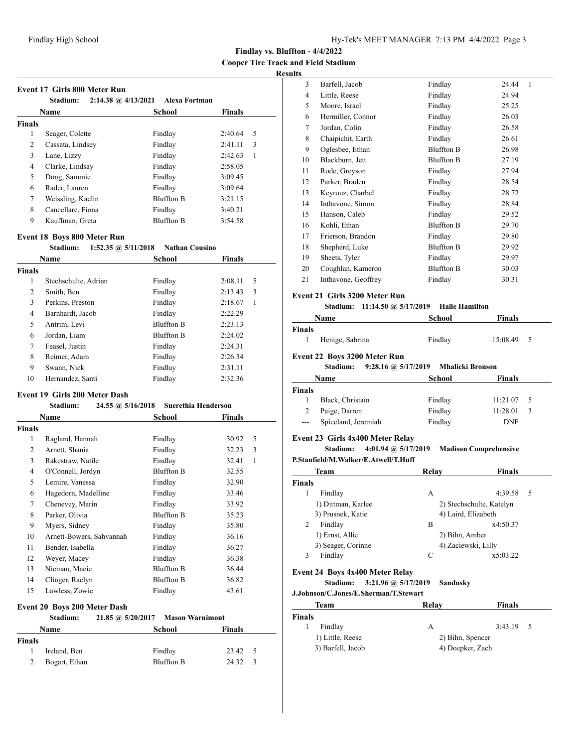# Findlay vs. Bluffton - 4/4/2022

## Cooper Tire Track and Field Stadium

### Results

**Event 17 Girls 800 Meter Run**

Stadium: 2:14.38 @ 4/13/2021 Alexa Fortman

| | Name | School | Finals | |
|---|---|---|---|---|
| **Finals** | | | | |
| 1 | Seager, Colette | Findlay | 2:40.64 | 5 |
| 2 | Cassata, Lindsey | Findlay | 2:41.11 | 3 |
| 3 | Lane, Lizzy | Findlay | 2:42.63 | 1 |
| 4 | Clarke, Lindsay | Findlay | 2:58.05 | |
| 5 | Dong, Sammie | Findlay | 3:09.45 | |
| 6 | Rader, Lauren | Findlay | 3:09.64 | |
| 7 | Weissling, Kaelin | Bluffton B | 3:21.15 | |
| 8 | Cancellare, Fiona | Findlay | 3:40.21 | |
| 9 | Kauffman, Greta | Bluffton B | 3:54.58 | |

**Event 18 Boys 800 Meter Run**

Stadium: 1:52.35 @ 5/11/2018 Nathan Cousino

| | Name | School | Finals | |
|---|---|---|---|---|
| **Finals** | | | | |
| 1 | Stechschulte, Adrian | Findlay | 2:08.11 | 5 |
| 2 | Smith, Ben | Findlay | 2:13.43 | 3 |
| 3 | Perkins, Preston | Findlay | 2:18.67 | 1 |
| 4 | Barnhardt, Jacob | Findlay | 2:22.29 | |
| 5 | Antrim, Levi | Bluffton B | 2:23.13 | |
| 6 | Jordan, Liam | Bluffton B | 2:24.02 | |
| 7 | Feasel, Justin | Findlay | 2:24.31 | |
| 8 | Reimer, Adam | Findlay | 2:26.34 | |
| 9 | Swann, Nick | Findlay | 2:31.11 | |
| 10 | Hernandez, Santi | Findlay | 2:32.36 | |

**Event 19 Girls 200 Meter Dash**

Stadium: 24.55 @ 5/16/2018 Suerethia Henderson

| | Name | School | Finals | |
|---|---|---|---|---|
| **Finals** | | | | |
| 1 | Ragland, Hannah | Findlay | 30.92 | 5 |
| 2 | Arnett, Shania | Findlay | 32.23 | 3 |
| 3 | Rakestraw, Natile | Findlay | 32.41 | 1 |
| 4 | O'Connell, Jordyn | Bluffton B | 32.55 | |
| 5 | Lemire, Vanessa | Findlay | 32.90 | |
| 6 | Hagedorn, Madelline | Findlay | 33.46 | |
| 7 | Chenevey, Marin | Findlay | 33.92 | |
| 8 | Parker, Olivia | Bluffton B | 35.23 | |
| 9 | Myers, Sidney | Findlay | 35.80 | |
| 10 | Arnett-Bowers, Sahvannah | Findlay | 36.16 | |
| 11 | Bender, Isabella | Findlay | 36.27 | |
| 12 | Weyer, Macey | Findlay | 36.38 | |
| 13 | Nieman, Macie | Bluffton B | 36.44 | |
| 14 | Clinger, Raelyn | Bluffton B | 36.82 | |
| 15 | Lawless, Zowie | Findlay | 43.61 | |

**Event 20 Boys 200 Meter Dash**

Stadium: 21.85 @ 5/20/2017 Mason Warnimont

| | Name | School | Finals | |
|---|---|---|---|---|
| **Finals** | | | | |
| 1 | Ireland, Ben | Findlay | 23.42 | 5 |
| 2 | Bogart, Ethan | Bluffton B | 24.32 | 3 |
| 3 | Barfell, Jacob | Findlay | 24.44 | 1 |
| 4 | Little, Reese | Findlay | 24.94 | |
| 5 | Moore, Israel | Findlay | 25.25 | |
| 6 | Hermiller, Connor | Findlay | 26.03 | |
| 7 | Jordan, Colin | Findlay | 26.58 | |
| 8 | Chaipichit, Earth | Findlay | 26.61 | |
| 9 | Oglesbee, Ethan | Bluffton B | 26.98 | |
| 10 | Blackburn, Jett | Bluffton B | 27.19 | |
| 11 | Rode, Greyson | Findlay | 27.94 | |
| 12 | Parker, Braden | Findlay | 28.54 | |
| 13 | Keyrouz, Charbel | Findlay | 28.72 | |
| 14 | Inthavone, Simon | Findlay | 28.84 | |
| 15 | Hanson, Caleb | Findlay | 29.52 | |
| 16 | Kohli, Ethan | Bluffton B | 29.70 | |
| 17 | Frierson, Brandon | Findlay | 29.80 | |
| 18 | Shepherd, Luke | Bluffton B | 29.92 | |
| 19 | Sheets, Tyler | Findlay | 29.97 | |
| 20 | Coughlan, Kameron | Bluffton B | 30.03 | |
| 21 | Inthavone, Geoffrey | Findlay | 30.31 | |

**Event 21 Girls 3200 Meter Run**

Stadium: 11:14.50 @ 5/17/2019 Halle Hamilton

| | Name | School | Finals | |
|---|---|---|---|---|
| **Finals** | | | | |
| 1 | Henige, Sabrina | Findlay | 15:08.49 | 5 |

**Event 22 Boys 3200 Meter Run**

Stadium: 9:28.16 @ 5/17/2019 Mhalicki Bronson

| | Name | School | Finals | |
|---|---|---|---|---|
| **Finals** | | | | |
| 1 | Black, Christain | Findlay | 11:21.07 | 5 |
| 2 | Paige, Darren | Findlay | 11:28.01 | 3 |
| --- | Spiceland, Jeremiah | Findlay | DNF | |

**Event 23 Girls 4x400 Meter Relay**

Stadium: 4:01.94 @ 5/17/2019 Madison Comprehensive

P.Stanfield/M.Walker/E.Atwell/T.Huff

| | Team | Relay | Finals | |
|---|---|---|---|---|
| **Finals** | | | | |
| 1 | Findlay | A | 4:39.58 | 5 |
| | 1) Dittman, Karlee | 2) Stechschulte, Katelyn | | |
| | 3) Prusnek, Katie | 4) Laird, Elizabeth | | |
| 2 | Findlay | B | x4:50.37 | |
| | 1) Ernst, Allie | 2) Bihn, Amber | | |
| | 3) Seager, Corinne | 4) Zaciewski, Lilly | | |
| 3 | Findlay | C | x5:03.22 | |

**Event 24 Boys 4x400 Meter Relay**

Stadium: 3:21.96 @ 5/17/2019 Sandusky

J.Johnson/C.Jones/E.Sherman/T.Stewart

| | Team | Relay | Finals | |
|---|---|---|---|---|
| **Finals** | | | | |
| 1 | Findlay | A | 3:43.19 | 5 |
| | 1) Little, Reese | 2) Bihn, Spencer | | |
| | 3) Barfell, Jacob | 4) Doepker, Zach | | |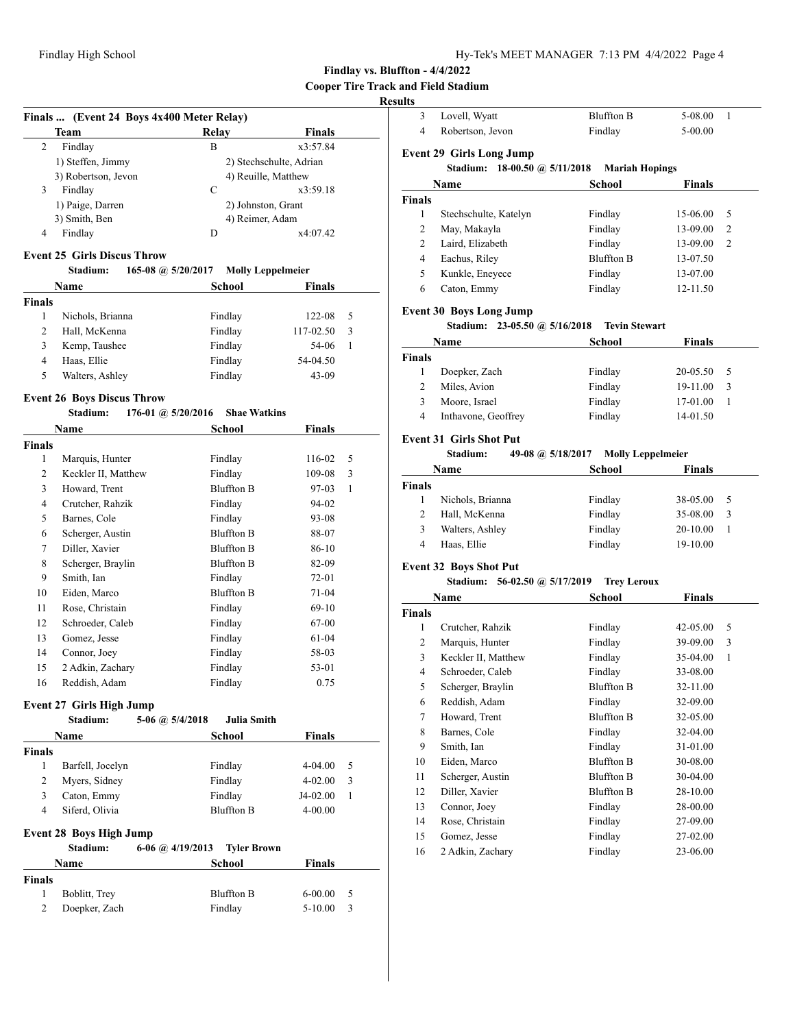**Findlay vs. Bluffton - 4/4/2022**
**Cooper Tire Track and Field Stadium**
**Results**

### Finals ... (Event 24 Boys 4x400 Meter Relay)

| | Team | Relay | Finals |
|---|---|---|---|
| 2 | Findlay | B | x3:57.84 |
| | 1) Steffen, Jimmy | 2) Stechschulte, Adrian | |
| | 3) Robertson, Jevon | 4) Reuille, Matthew | |
| 3 | Findlay | C | x3:59.18 |
| | 1) Paige, Darren | 2) Johnston, Grant | |
| | 3) Smith, Ben | 4) Reimer, Adam | |
| 4 | Findlay | D | x4:07.42 |

### Event 25 Girls Discus Throw

**Stadium: 165-08 @ 5/20/2017 Molly Leppelmeier**

| | Name | School | Finals | |
|---|---|---|---|---|
| **Finals** | | | | |
| 1 | Nichols, Brianna | Findlay | 122-08 | 5 |
| 2 | Hall, McKenna | Findlay | 117-02.50 | 3 |
| 3 | Kemp, Taushee | Findlay | 54-06 | 1 |
| 4 | Haas, Ellie | Findlay | 54-04.50 | |
| 5 | Walters, Ashley | Findlay | 43-09 | |

### Event 26 Boys Discus Throw

**Stadium: 176-01 @ 5/20/2016 Shae Watkins**

| | Name | School | Finals | |
|---|---|---|---|---|
| **Finals** | | | | |
| 1 | Marquis, Hunter | Findlay | 116-02 | 5 |
| 2 | Keckler II, Matthew | Findlay | 109-08 | 3 |
| 3 | Howard, Trent | Bluffton B | 97-03 | 1 |
| 4 | Crutcher, Rahzik | Findlay | 94-02 | |
| 5 | Barnes, Cole | Findlay | 93-08 | |
| 6 | Scherger, Austin | Bluffton B | 88-07 | |
| 7 | Diller, Xavier | Bluffton B | 86-10 | |
| 8 | Scherger, Braylin | Bluffton B | 82-09 | |
| 9 | Smith, Ian | Findlay | 72-01 | |
| 10 | Eiden, Marco | Bluffton B | 71-04 | |
| 11 | Rose, Christain | Findlay | 69-10 | |
| 12 | Schroeder, Caleb | Findlay | 67-00 | |
| 13 | Gomez, Jesse | Findlay | 61-04 | |
| 14 | Connor, Joey | Findlay | 58-03 | |
| 15 | 2 Adkin, Zachary | Findlay | 53-01 | |
| 16 | Reddish, Adam | Findlay | 0.75 | |

### Event 27 Girls High Jump

**Stadium: 5-06 @ 5/4/2018 Julia Smith**

| | Name | School | Finals | |
|---|---|---|---|---|
| **Finals** | | | | |
| 1 | Barfell, Jocelyn | Findlay | 4-04.00 | 5 |
| 2 | Myers, Sidney | Findlay | 4-02.00 | 3 |
| 3 | Caton, Emmy | Findlay | J4-02.00 | 1 |
| 4 | Siferd, Olivia | Bluffton B | 4-00.00 | |

### Event 28 Boys High Jump

**Stadium: 6-06 @ 4/19/2013 Tyler Brown**

| | Name | School | Finals | |
|---|---|---|---|---|
| **Finals** | | | | |
| 1 | Boblitt, Trey | Bluffton B | 6-00.00 | 5 |
| 2 | Doepker, Zach | Findlay | 5-10.00 | 3 |
| 3 | Lovell, Wyatt | Bluffton B | 5-08.00 | 1 |
| 4 | Robertson, Jevon | Findlay | 5-00.00 | |

### Event 29 Girls Long Jump

**Stadium: 18-00.50 @ 5/11/2018 Mariah Hopings**

| | Name | School | Finals | |
|---|---|---|---|---|
| **Finals** | | | | |
| 1 | Stechschulte, Katelyn | Findlay | 15-06.00 | 5 |
| 2 | May, Makayla | Findlay | 13-09.00 | 2 |
| 2 | Laird, Elizabeth | Findlay | 13-09.00 | 2 |
| 4 | Eachus, Riley | Bluffton B | 13-07.50 | |
| 5 | Kunkle, Eneyece | Findlay | 13-07.00 | |
| 6 | Caton, Emmy | Findlay | 12-11.50 | |

### Event 30 Boys Long Jump

**Stadium: 23-05.50 @ 5/16/2018 Tevin Stewart**

| | Name | School | Finals | |
|---|---|---|---|---|
| **Finals** | | | | |
| 1 | Doepker, Zach | Findlay | 20-05.50 | 5 |
| 2 | Miles, Avion | Findlay | 19-11.00 | 3 |
| 3 | Moore, Israel | Findlay | 17-01.00 | 1 |
| 4 | Inthavone, Geoffrey | Findlay | 14-01.50 | |

### Event 31 Girls Shot Put

**Stadium: 49-08 @ 5/18/2017 Molly Leppelmeier**

| | Name | School | Finals | |
|---|---|---|---|---|
| **Finals** | | | | |
| 1 | Nichols, Brianna | Findlay | 38-05.00 | 5 |
| 2 | Hall, McKenna | Findlay | 35-08.00 | 3 |
| 3 | Walters, Ashley | Findlay | 20-10.00 | 1 |
| 4 | Haas, Ellie | Findlay | 19-10.00 | |

### Event 32 Boys Shot Put

**Stadium: 56-02.50 @ 5/17/2019 Trey Leroux**

| | Name | School | Finals | |
|---|---|---|---|---|
| **Finals** | | | | |
| 1 | Crutcher, Rahzik | Findlay | 42-05.00 | 5 |
| 2 | Marquis, Hunter | Findlay | 39-09.00 | 3 |
| 3 | Keckler II, Matthew | Findlay | 35-04.00 | 1 |
| 4 | Schroeder, Caleb | Findlay | 33-08.00 | |
| 5 | Scherger, Braylin | Bluffton B | 32-11.00 | |
| 6 | Reddish, Adam | Findlay | 32-09.00 | |
| 7 | Howard, Trent | Bluffton B | 32-05.00 | |
| 8 | Barnes, Cole | Findlay | 32-04.00 | |
| 9 | Smith, Ian | Findlay | 31-01.00 | |
| 10 | Eiden, Marco | Bluffton B | 30-08.00 | |
| 11 | Scherger, Austin | Bluffton B | 30-04.00 | |
| 12 | Diller, Xavier | Bluffton B | 28-10.00 | |
| 13 | Connor, Joey | Findlay | 28-00.00 | |
| 14 | Rose, Christain | Findlay | 27-09.00 | |
| 15 | Gomez, Jesse | Findlay | 27-02.00 | |
| 16 | 2 Adkin, Zachary | Findlay | 23-06.00 | |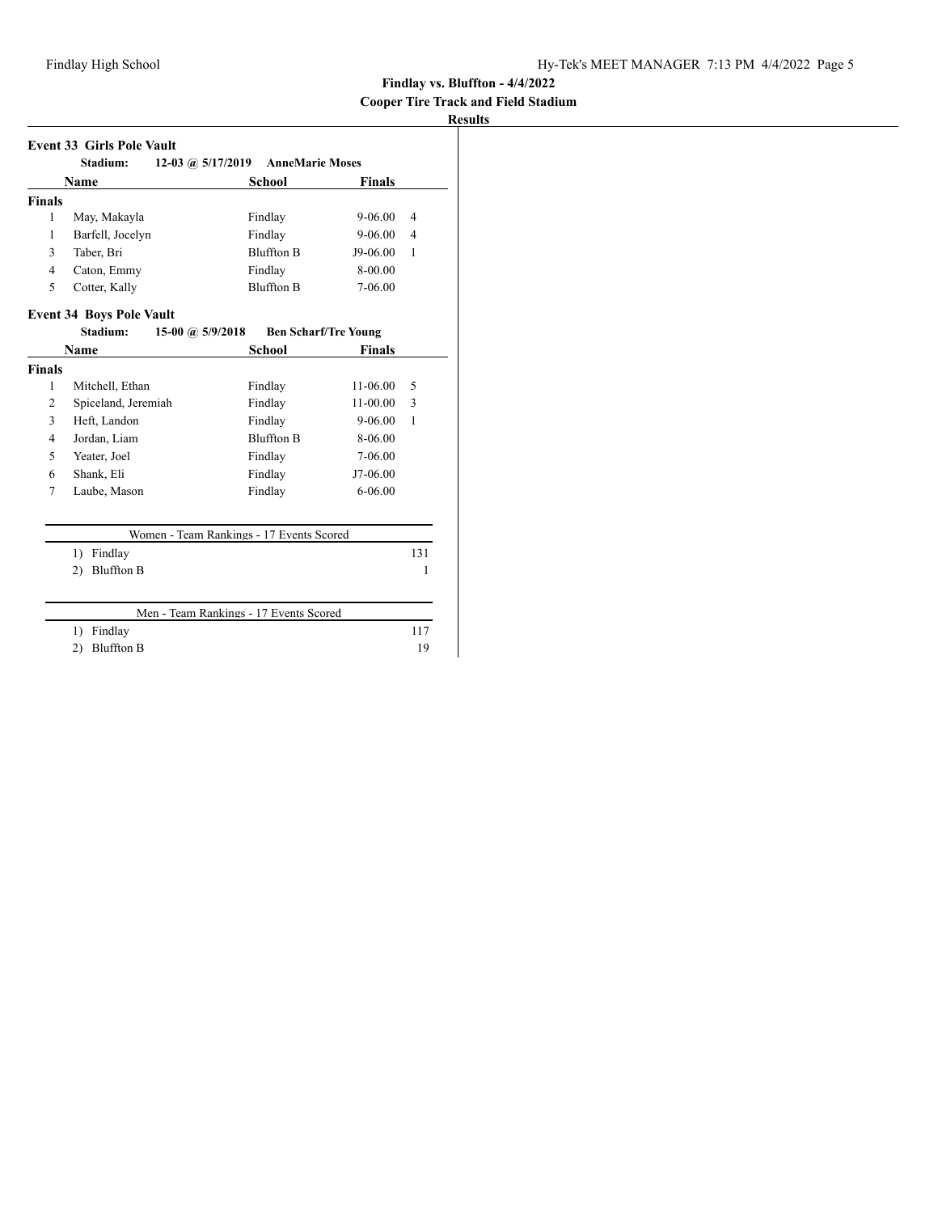Findlay vs. Bluffton - 4/4/2022

Cooper Tire Track and Field Stadium

**Results**

## Event 33 Girls Pole Vault

**Stadium:** 12-03 @ 5/17/2019 **AnneMarie Moses**

| | Name | School | Finals | |
|---|---|---|---|---|
| **Finals** | | | | |
| 1 | May, Makayla | Findlay | 9-06.00 | 4 |
| 1 | Barfell, Jocelyn | Findlay | 9-06.00 | 4 |
| 3 | Taber, Bri | Bluffton B | J9-06.00 | 1 |
| 4 | Caton, Emmy | Findlay | 8-00.00 | |
| 5 | Cotter, Kally | Bluffton B | 7-06.00 | |

## Event 34 Boys Pole Vault

**Stadium:** 15-00 @ 5/9/2018 **Ben Scharf/Tre Young**

| | Name | School | Finals | |
|---|---|---|---|---|
| **Finals** | | | | |
| 1 | Mitchell, Ethan | Findlay | 11-06.00 | 5 |
| 2 | Spiceland, Jeremiah | Findlay | 11-00.00 | 3 |
| 3 | Heft, Landon | Findlay | 9-06.00 | 1 |
| 4 | Jordan, Liam | Bluffton B | 8-06.00 | |
| 5 | Yeater, Joel | Findlay | 7-06.00 | |
| 6 | Shank, Eli | Findlay | J7-06.00 | |
| 7 | Laube, Mason | Findlay | 6-06.00 | |

| Women - Team Rankings - 17 Events Scored | |
|---|---|
| 1) Findlay | 131 |
| 2) Bluffton B | 1 |

| Men - Team Rankings - 17 Events Scored | |
|---|---|
| 1) Findlay | 117 |
| 2) Bluffton B | 19 |